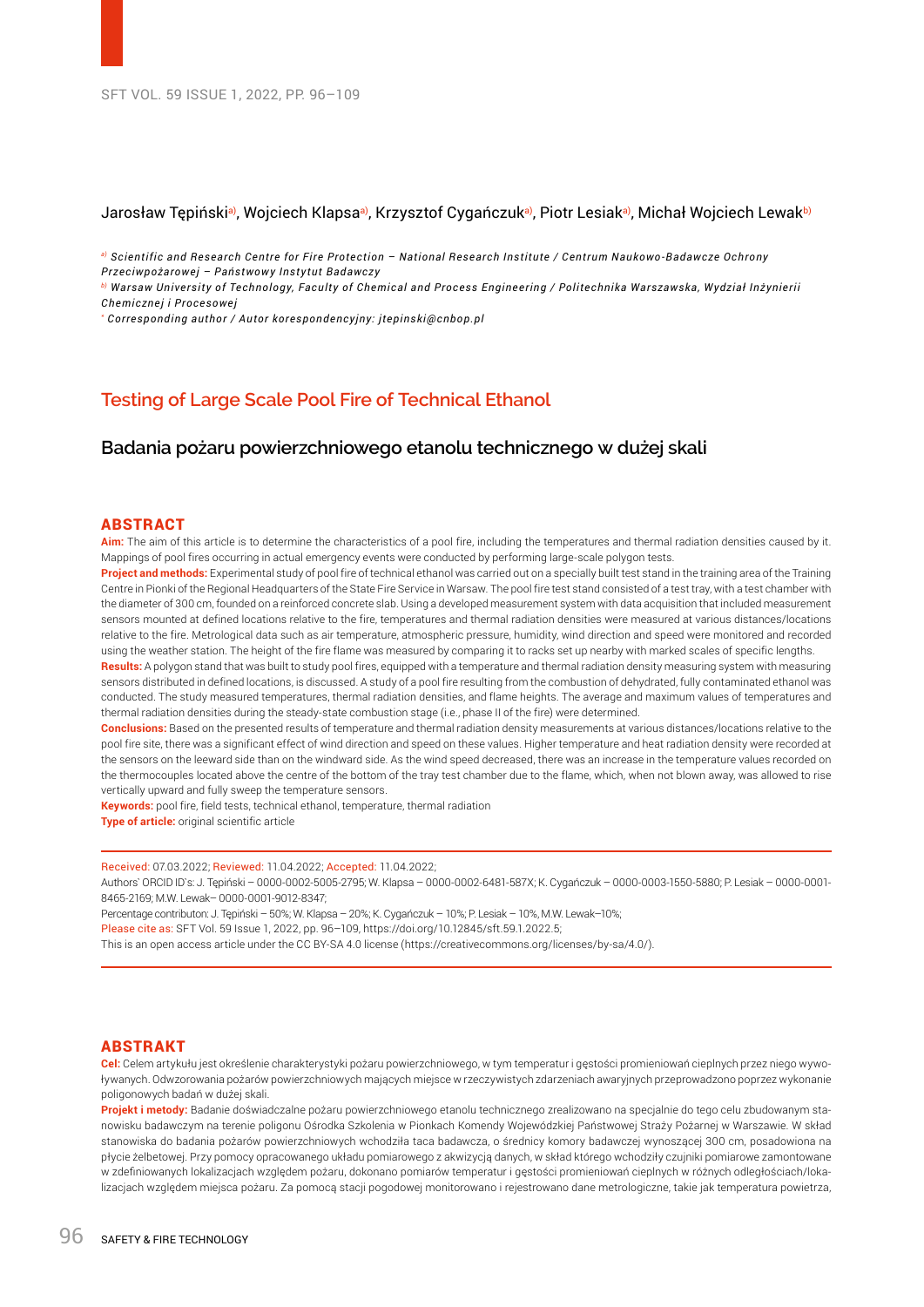Jarosław Tępiński[a)], Wojciech Klapsa[a)], Krzysztof Cygańczuk[a)], Piotr Lesiak[a)], Michał Wojciech Lewak[b)]

[a)] *Scientific and Research Centre for Fire Protection – National Research Institute / Centrum Naukowo-Badawcze Ochrony Przeciwpożarowej – Państwowy Instytut Badawczy*
[b)] *Warsaw University of Technology, Faculty of Chemical and Process Engineering / Politechnika Warszawska, Wydział Inżynierii Chemicznej i Procesowej*
[*] *Corresponding author / Autor korespondencyjny: jtepinski@cnbop.pl*

# Testing of Large Scale Pool Fire of Technical Ethanol

## Badania pożaru powierzchniowego etanolu technicznego w dużej skali

### ABSTRACT

**Aim:** The aim of this article is to determine the characteristics of a pool fire, including the temperatures and thermal radiation densities caused by it. Mappings of pool fires occurring in actual emergency events were conducted by performing large-scale polygon tests.

**Project and methods:** Experimental study of pool fire of technical ethanol was carried out on a specially built test stand in the training area of the Training Centre in Pionki of the Regional Headquarters of the State Fire Service in Warsaw. The pool fire test stand consisted of a test tray, with a test chamber with the diameter of 300 cm, founded on a reinforced concrete slab. Using a developed measurement system with data acquisition that included measurement sensors mounted at defined locations relative to the fire, temperatures and thermal radiation densities were measured at various distances/locations relative to the fire. Metrological data such as air temperature, atmospheric pressure, humidity, wind direction and speed were monitored and recorded using the weather station. The height of the fire flame was measured by comparing it to racks set up nearby with marked scales of specific lengths.

**Results:** A polygon stand that was built to study pool fires, equipped with a temperature and thermal radiation density measuring system with measuring sensors distributed in defined locations, is discussed. A study of a pool fire resulting from the combustion of dehydrated, fully contaminated ethanol was conducted. The study measured temperatures, thermal radiation densities, and flame heights. The average and maximum values of temperatures and thermal radiation densities during the steady-state combustion stage (i.e., phase II of the fire) were determined.

**Conclusions:** Based on the presented results of temperature and thermal radiation density measurements at various distances/locations relative to the pool fire site, there was a significant effect of wind direction and speed on these values. Higher temperature and heat radiation density were recorded at the sensors on the leeward side than on the windward side. As the wind speed decreased, there was an increase in the temperature values recorded on the thermocouples located above the centre of the bottom of the tray test chamber due to the flame, which, when not blown away, was allowed to rise vertically upward and fully sweep the temperature sensors.

**Keywords:** pool fire, field tests, technical ethanol, temperature, thermal radiation

**Type of article:** original scientific article

Received: 07.03.2022; Reviewed: 11.04.2022; Accepted: 11.04.2022;

Authors` ORCID ID's: J. Tępiński – 0000-0002-5005-2795; W. Klapsa – 0000-0002-6481-587X; K. Cygańczuk – 0000-0003-1550-5880; P. Lesiak – 0000-0001-8465-2169; M.W. Lewak– 0000-0001-9012-8347;

Percentage contributon: J. Tępiński – 50%; W. Klapsa – 20%; K. Cygańczuk – 10%; P. Lesiak – 10%, M.W. Lewak–10%;

Please cite as: SFT Vol. 59 Issue 1, 2022, pp. 96–109, https://doi.org/10.12845/sft.59.1.2022.5;

This is an open access article under the CC BY-SA 4.0 license (https://creativecommons.org/licenses/by-sa/4.0/).

### ABSTRAKT

**Cel:** Celem artykułu jest określenie charakterystyki pożaru powierzchniowego, w tym temperatur i gęstości promieniowań cieplnych przez niego wywoływanych. Odwzorowania pożarów powierzchniowych mających miejsce w rzeczywistych zdarzeniach awaryjnych przeprowadzono poprzez wykonanie poligonowych badań w dużej skali.

**Projekt i metody:** Badanie doświadczalne pożaru powierzchniowego etanolu technicznego zrealizowano na specjalnie do tego celu zbudowanym stanowisku badawczym na terenie poligonu Ośrodka Szkolenia w Pionkach Komendy Wojewódzkiej Państwowej Straży Pożarnej w Warszawie. W skład stanowiska do badania pożarów powierzchniowych wchodziła taca badawcza, o średnicy komory badawczej wynoszącej 300 cm, posadowiona na płycie żelbetowej. Przy pomocy opracowanego układu pomiarowego z akwizycją danych, w skład którego wchodziły czujniki pomiarowe zamontowane w zdefiniowanych lokalizacjach względem pożaru, dokonano pomiarów temperatur i gęstości promieniowań cieplnych w różnych odległościach/lokalizacjach względem miejsca pożaru. Za pomocą stacji pogodowej monitorowano i rejestrowano dane metrologiczne, takie jak temperatura powietrza,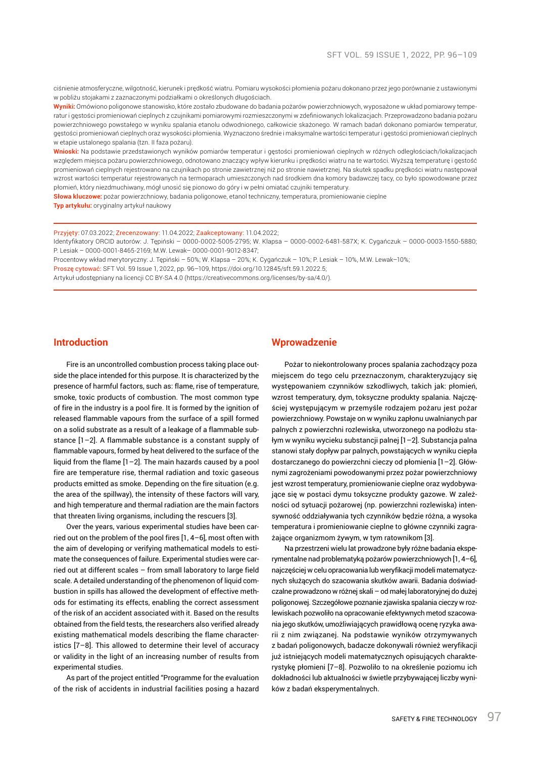ciśnienie atmosferyczne, wilgotność, kierunek i prędkość wiatru. Pomiaru wysokości płomienia pożaru dokonano przez jego porównanie z ustawionymi w pobliżu stojakami z zaznaczonymi podziałkami o określonych długościach.

**Wyniki:** Omówiono poligonowe stanowisko, które zostało zbudowane do badania pożarów powierzchniowych, wyposażone w układ pomiarowy temperatur i gęstości promieniowań cieplnych z czujnikami pomiarowymi rozmieszczonymi w zdefiniowanych lokalizacjach. Przeprowadzono badania pożaru powierzchniowego powstałego w wyniku spalania etanolu odwodnionego, całkowicie skażonego. W ramach badań dokonano pomiarów temperatur, gęstości promieniowań cieplnych oraz wysokości płomienia. Wyznaczono średnie i maksymalne wartości temperatur i gęstości promieniowań cieplnych w etapie ustalonego spalania (tzn. II faza pożaru).

**Wnioski:** Na podstawie przedstawionych wyników pomiarów temperatur i gęstości promieniowań cieplnych w różnych odległościach/lokalizacjach względem miejsca pożaru powierzchniowego, odnotowano znaczący wpływ kierunku i prędkości wiatru na te wartości. Wyższą temperaturę i gęstość promieniowań cieplnych rejestrowano na czujnikach po stronie zawietrznej niż po stronie nawietrznej. Na skutek spadku prędkości wiatru następował wzrost wartości temperatur rejestrowanych na termoparach umieszczonych nad środkiem dna komory badawczej tacy, co było spowodowane przez płomień, który niezdmuchiwany, mógł unosić się pionowo do góry i w pełni omiatać czujniki temperatury.

**Słowa kluczowe:** pożar powierzchniowy, badania poligonowe, etanol techniczny, temperatura, promieniowanie cieplne

**Typ artykułu:** oryginalny artykuł naukowy

Przyjęty: 07.03.2022; Zrecenzowany: 11.04.2022; Zaakceptowany: 11.04.2022;

Identyfikatory ORCID autorów: J. Tępiński – 0000-0002-5005-2795; W. Klapsa – 0000-0002-6481-587X; K. Cygańczuk – 0000-0003-1550-5880; P. Lesiak – 0000-0001-8465-2169; M.W. Lewak– 0000-0001-9012-8347;

Procentowy wkład merytoryczny: J. Tępiński – 50%; W. Klapsa – 20%; K. Cygańczuk – 10%; P. Lesiak – 10%, M.W. Lewak–10%;

Proszę cytować: SFT Vol. 59 Issue 1, 2022, pp. 96–109, https://doi.org/10.12845/sft.59.1.2022.5;

Artykuł udostępniany na licencji CC BY-SA 4.0 (https://creativecommons.org/licenses/by-sa/4.0/).

## Introduction

Fire is an uncontrolled combustion process taking place outside the place intended for this purpose. It is characterized by the presence of harmful factors, such as: flame, rise of temperature, smoke, toxic products of combustion. The most common type of fire in the industry is a pool fire. It is formed by the ignition of released flammable vapours from the surface of a spill formed on a solid substrate as a result of a leakage of a flammable substance [1–2]. A flammable substance is a constant supply of flammable vapours, formed by heat delivered to the surface of the liquid from the flame [1–2]. The main hazards caused by a pool fire are temperature rise, thermal radiation and toxic gaseous products emitted as smoke. Depending on the fire situation (e.g. the area of the spillway), the intensity of these factors will vary, and high temperature and thermal radiation are the main factors that threaten living organisms, including the rescuers [3].

Over the years, various experimental studies have been carried out on the problem of the pool fires [1, 4–6], most often with the aim of developing or verifying mathematical models to estimate the consequences of failure. Experimental studies were carried out at different scales – from small laboratory to large field scale. A detailed understanding of the phenomenon of liquid combustion in spills has allowed the development of effective methods for estimating its effects, enabling the correct assessment of the risk of an accident associated with it. Based on the results obtained from the field tests, the researchers also verified already existing mathematical models describing the flame characteristics [7–8]. This allowed to determine their level of accuracy or validity in the light of an increasing number of results from experimental studies.

As part of the project entitled "Programme for the evaluation of the risk of accidents in industrial facilities posing a hazard

## Wprowadzenie

Pożar to niekontrolowany proces spalania zachodzący poza miejscem do tego celu przeznaczonym, charakteryzujący się występowaniem czynników szkodliwych, takich jak: płomień, wzrost temperatury, dym, toksyczne produkty spalania. Najczęściej występującym w przemyśle rodzajem pożaru jest pożar powierzchniowy. Powstaje on w wyniku zapłonu uwalnianych par palnych z powierzchni rozlewiska, utworzonego na podłożu stałym w wyniku wycieku substancji palnej [1–2]. Substancja palna stanowi stały dopływ par palnych, powstających w wyniku ciepła dostarczanego do powierzchni cieczy od płomienia [1–2]. Głównymi zagrożeniami powodowanymi przez pożar powierzchniowy jest wzrost temperatury, promieniowanie cieplne oraz wydobywające się w postaci dymu toksyczne produkty gazowe. W zależności od sytuacji pożarowej (np. powierzchni rozlewiska) intensywność oddziaływania tych czynników będzie różna, a wysoka temperatura i promieniowanie cieplne to główne czynniki zagrażające organizmom żywym, w tym ratownikom [3].

Na przestrzeni wielu lat prowadzone były różne badania eksperymentalne nad problematyką pożarów powierzchniowych [1, 4–6], najczęściej w celu opracowania lub weryfikacji modeli matematycznych służących do szacowania skutków awarii. Badania doświadczalne prowadzono w różnej skali – od małej laboratoryjnej do dużej poligonowej. Szczegółowe poznanie zjawiska spalania cieczy w rozlewiskach pozwoliło na opracowanie efektywnych metod szacowania jego skutków, umożliwiających prawidłową ocenę ryzyka awarii z nim związanej. Na podstawie wyników otrzymywanych z badań poligonowych, badacze dokonywali również weryfikacji już istniejących modeli matematycznych opisujących charakterystykę płomieni [7–8]. Pozwoliło to na określenie poziomu ich dokładności lub aktualności w świetle przybywającej liczby wyników z badań eksperymentalnych.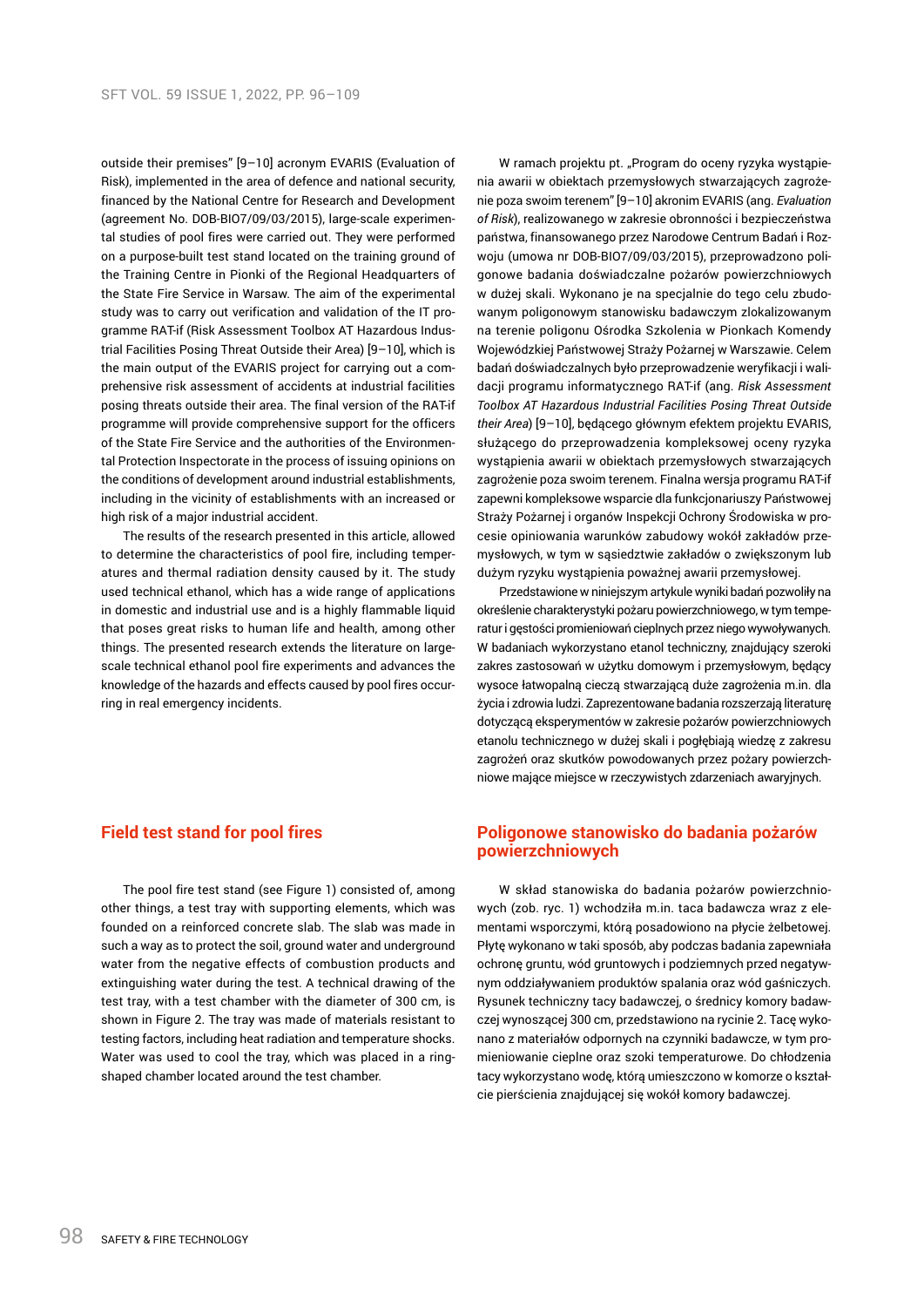outside their premises" [9–10] acronym EVARIS (Evaluation of Risk), implemented in the area of defence and national security, financed by the National Centre for Research and Development (agreement No. DOB-BIO7/09/03/2015), large-scale experimental studies of pool fires were carried out. They were performed on a purpose-built test stand located on the training ground of the Training Centre in Pionki of the Regional Headquarters of the State Fire Service in Warsaw. The aim of the experimental study was to carry out verification and validation of the IT programme RAT-if (Risk Assessment Toolbox AT Hazardous Industrial Facilities Posing Threat Outside their Area) [9–10], which is the main output of the EVARIS project for carrying out a comprehensive risk assessment of accidents at industrial facilities posing threats outside their area. The final version of the RAT-if programme will provide comprehensive support for the officers of the State Fire Service and the authorities of the Environmental Protection Inspectorate in the process of issuing opinions on the conditions of development around industrial establishments, including in the vicinity of establishments with an increased or high risk of a major industrial accident.

The results of the research presented in this article, allowed to determine the characteristics of pool fire, including temperatures and thermal radiation density caused by it. The study used technical ethanol, which has a wide range of applications in domestic and industrial use and is a highly flammable liquid that poses great risks to human life and health, among other things. The presented research extends the literature on large-scale technical ethanol pool fire experiments and advances the knowledge of the hazards and effects caused by pool fires occurring in real emergency incidents.

## Field test stand for pool fires

The pool fire test stand (see Figure 1) consisted of, among other things, a test tray with supporting elements, which was founded on a reinforced concrete slab. The slab was made in such a way as to protect the soil, ground water and underground water from the negative effects of combustion products and extinguishing water during the test. A technical drawing of the test tray, with a test chamber with the diameter of 300 cm, is shown in Figure 2. The tray was made of materials resistant to testing factors, including heat radiation and temperature shocks. Water was used to cool the tray, which was placed in a ring-shaped chamber located around the test chamber.

W ramach projektu pt. „Program do oceny ryzyka wystąpienia awarii w obiektach przemysłowych stwarzających zagrożenie poza swoim terenem" [9–10] akronim EVARIS (ang. *Evaluation of Risk*), realizowanego w zakresie obronności i bezpieczeństwa państwa, finansowanego przez Narodowe Centrum Badań i Rozwoju (umowa nr DOB-BIO7/09/03/2015), przeprowadzono poligonowe badania doświadczalne pożarów powierzchniowych w dużej skali. Wykonano je na specjalnie do tego celu zbudowanym poligonowym stanowisku badawczym zlokalizowanym na terenie poligonu Ośrodka Szkolenia w Pionkach Komendy Wojewódzkiej Państwowej Straży Pożarnej w Warszawie. Celem badań doświadczalnych było przeprowadzenie weryfikacji i walidacji programu informatycznego RAT-if (ang. *Risk Assessment Toolbox AT Hazardous Industrial Facilities Posing Threat Outside their Area*) [9–10], będącego głównym efektem projektu EVARIS, służącego do przeprowadzenia kompleksowej oceny ryzyka wystąpienia awarii w obiektach przemysłowych stwarzających zagrożenie poza swoim terenem. Finalna wersja programu RAT-if zapewni kompleksowe wsparcie dla funkcjonariuszy Państwowej Straży Pożarnej i organów Inspekcji Ochrony Środowiska w procesie opiniowania warunków zabudowy wokół zakładów przemysłowych, w tym w sąsiedztwie zakładów o zwiększonym lub dużym ryzyku wystąpienia poważnej awarii przemysłowej.

Przedstawione w niniejszym artykule wyniki badań pozwoliły na określenie charakterystyki pożaru powierzchniowego, w tym temperatur i gęstości promieniowań cieplnych przez niego wywoływanych. W badaniach wykorzystano etanol techniczny, znajdujący szeroki zakres zastosowań w użytku domowym i przemysłowym, będący wysoce łatwopalną cieczą stwarzającą duże zagrożenia m.in. dla życia i zdrowia ludzi. Zaprezentowane badania rozszerzają literaturę dotyczącą eksperymentów w zakresie pożarów powierzchniowych etanolu technicznego w dużej skali i pogłębiają wiedzę z zakresu zagrożeń oraz skutków powodowanych przez pożary powierzchniowe mające miejsce w rzeczywistych zdarzeniach awaryjnych.

## Poligonowe stanowisko do badania pożarów powierzchniowych

W skład stanowiska do badania pożarów powierzchniowych (zob. ryc. 1) wchodziła m.in. taca badawcza wraz z elementami wsporczymi, którą posadowiono na płycie żelbetowej. Płytę wykonano w taki sposób, aby podczas badania zapewniała ochronę gruntu, wód gruntowych i podziemnych przed negatywnym oddziaływaniem produktów spalania oraz wód gaśniczych. Rysunek techniczny tacy badawczej, o średnicy komory badawczej wynoszącej 300 cm, przedstawiono na rycinie 2. Tacę wykonano z materiałów odpornych na czynniki badawcze, w tym promieniowanie cieplne oraz szoki temperaturowe. Do chłodzenia tacy wykorzystano wodę, którą umieszczono w komorze o kształcie pierścienia znajdującej się wokół komory badawczej.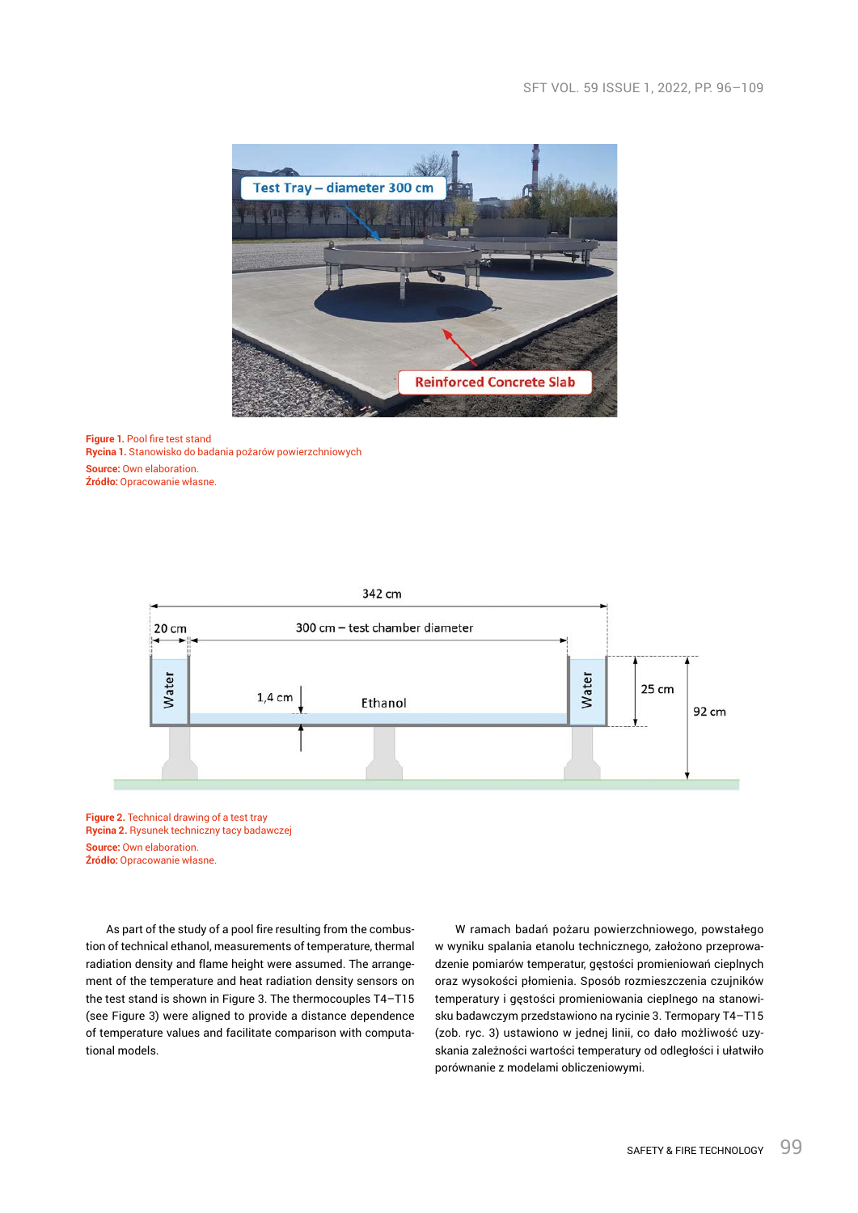**Figure 1.** Pool fire test stand
**Rycina 1.** Stanowisko do badania pożarów powierzchniowych
**Source:** Own elaboration.
**Źródło:** Opracowanie własne.

**Figure 2.** Technical drawing of a test tray
**Rycina 2.** Rysunek techniczny tacy badawczej
**Source:** Own elaboration.
**Źródło:** Opracowanie własne.

As part of the study of a pool fire resulting from the combustion of technical ethanol, measurements of temperature, thermal radiation density and flame height were assumed. The arrangement of the temperature and heat radiation density sensors on the test stand is shown in Figure 3. The thermocouples T4–T15 (see Figure 3) were aligned to provide a distance dependence of temperature values and facilitate comparison with computational models.

W ramach badań pożaru powierzchniowego, powstałego w wyniku spalania etanolu technicznego, założono przeprowadzenie pomiarów temperatur, gęstości promieniowań cieplnych oraz wysokości płomienia. Sposób rozmieszczenia czujników temperatury i gęstości promieniowania cieplnego na stanowisku badawczym przedstawiono na rycinie 3. Termopary T4–T15 (zob. ryc. 3) ustawiono w jednej linii, co dało możliwość uzyskania zależności wartości temperatury od odległości i ułatwiło porównanie z modelami obliczeniowymi.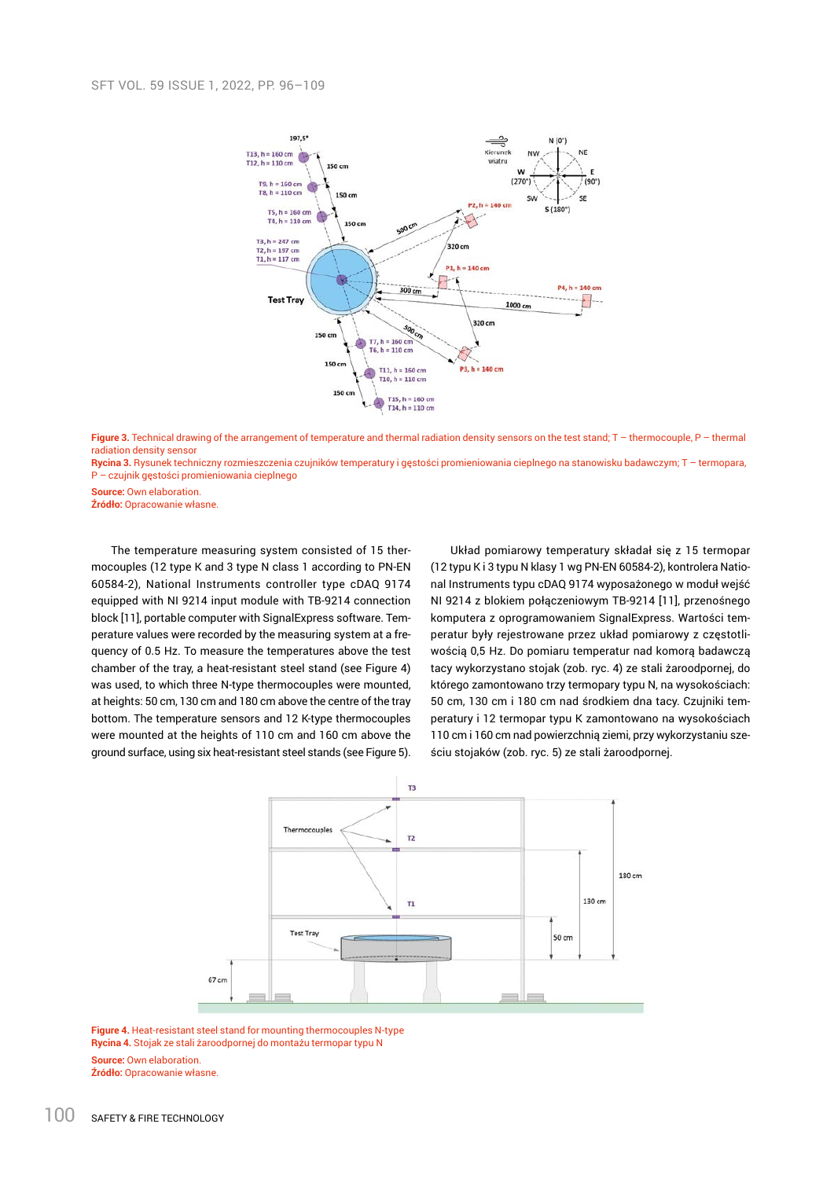**Figure 3.** Technical drawing of the arrangement of temperature and thermal radiation density sensors on the test stand; T – thermocouple, P – thermal radiation density sensor

**Rycina 3.** Rysunek techniczny rozmieszczenia czujników temperatury i gęstości promieniowania cieplnego na stanowisku badawczym; T – termopara, P – czujnik gęstości promieniowania cieplnego

**Source:** Own elaboration.

**Źródło:** Opracowanie własne.

The temperature measuring system consisted of 15 thermocouples (12 type K and 3 type N class 1 according to PN-EN 60584-2), National Instruments controller type cDAQ 9174 equipped with NI 9214 input module with TB-9214 connection block [11], portable computer with SignalExpress software. Temperature values were recorded by the measuring system at a frequency of 0.5 Hz. To measure the temperatures above the test chamber of the tray, a heat-resistant steel stand (see Figure 4) was used, to which three N-type thermocouples were mounted, at heights: 50 cm, 130 cm and 180 cm above the centre of the tray bottom. The temperature sensors and 12 K-type thermocouples were mounted at the heights of 110 cm and 160 cm above the ground surface, using six heat-resistant steel stands (see Figure 5).

Układ pomiarowy temperatury składał się z 15 termopar (12 typu K i 3 typu N klasy 1 wg PN-EN 60584-2), kontrolera National Instruments typu cDAQ 9174 wyposażonego w moduł wejść NI 9214 z blokiem połączeniowym TB-9214 [11], przenośnego komputera z oprogramowaniem SignalExpress. Wartości temperatur były rejestrowane przez układ pomiarowy z częstotliwością 0,5 Hz. Do pomiaru temperatur nad komorą badawczą tacy wykorzystano stojak (zob. ryc. 4) ze stali żaroodpornej, do którego zamontowano trzy termopary typu N, na wysokościach: 50 cm, 130 cm i 180 cm nad środkiem dna tacy. Czujniki temperatury i 12 termopar typu K zamontowano na wysokościach 110 cm i 160 cm nad powierzchnią ziemi, przy wykorzystaniu sześciu stojaków (zob. ryc. 5) ze stali żaroodpornej.

**Figure 4.** Heat-resistant steel stand for mounting thermocouples N-type

**Rycina 4.** Stojak ze stali żaroodpornej do montażu termopar typu N

**Source:** Own elaboration.

**Źródło:** Opracowanie własne.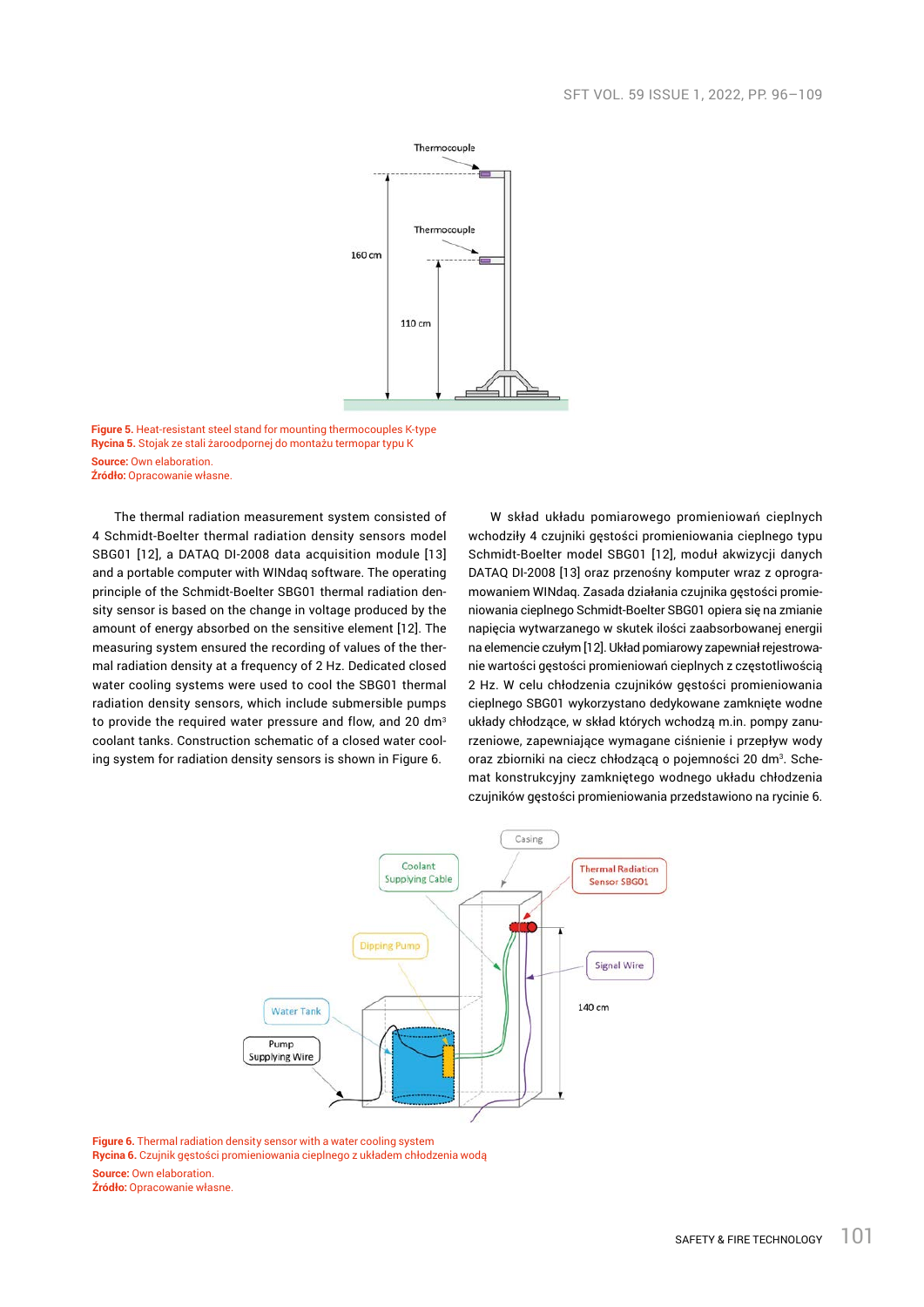Figure 5. Heat-resistant steel stand for mounting thermocouples K-type
Rycina 5. Stojak ze stali żaroodpornej do montażu termopar typu K
Source: Own elaboration.
Źródło: Opracowanie własne.

The thermal radiation measurement system consisted of 4 Schmidt-Boelter thermal radiation density sensors model SBG01 [12], a DATAQ DI-2008 data acquisition module [13] and a portable computer with WINdaq software. The operating principle of the Schmidt-Boelter SBG01 thermal radiation density sensor is based on the change in voltage produced by the amount of energy absorbed on the sensitive element [12]. The measuring system ensured the recording of values of the thermal radiation density at a frequency of 2 Hz. Dedicated closed water cooling systems were used to cool the SBG01 thermal radiation density sensors, which include submersible pumps to provide the required water pressure and flow, and 20 dm³ coolant tanks. Construction schematic of a closed water cooling system for radiation density sensors is shown in Figure 6.

W skład układu pomiarowego promieniowań cieplnych wchodziły 4 czujniki gęstości promieniowania cieplnego typu Schmidt-Boelter model SBG01 [12], moduł akwizycji danych DATAQ DI-2008 [13] oraz przenośny komputer wraz z oprogramowaniem WINdaq. Zasada działania czujnika gęstości promieniowania cieplnego Schmidt-Boelter SBG01 opiera się na zmianie napięcia wytwarzanego w skutek ilości zaabsorbowanej energii na elemencie czułym [12]. Układ pomiarowy zapewniał rejestrowanie wartości gęstości promieniowań cieplnych z częstotliwością 2 Hz. W celu chłodzenia czujników gęstości promieniowania cieplnego SBG01 wykorzystano dedykowane zamknięte wodne układy chłodzące, w skład których wchodzą m.in. pompy zanurzeniowe, zapewniające wymagane ciśnienie i przepływ wody oraz zbiorniki na ciecz chłodzącą o pojemności 20 dm³. Schemat konstrukcyjny zamkniętego wodnego układu chłodzenia czujników gęstości promieniowania przedstawiono na rycinie 6.

Figure 6. Thermal radiation density sensor with a water cooling system
Rycina 6. Czujnik gęstości promieniowania cieplnego z układem chłodzenia wodą
Source: Own elaboration.
Źródło: Opracowanie własne.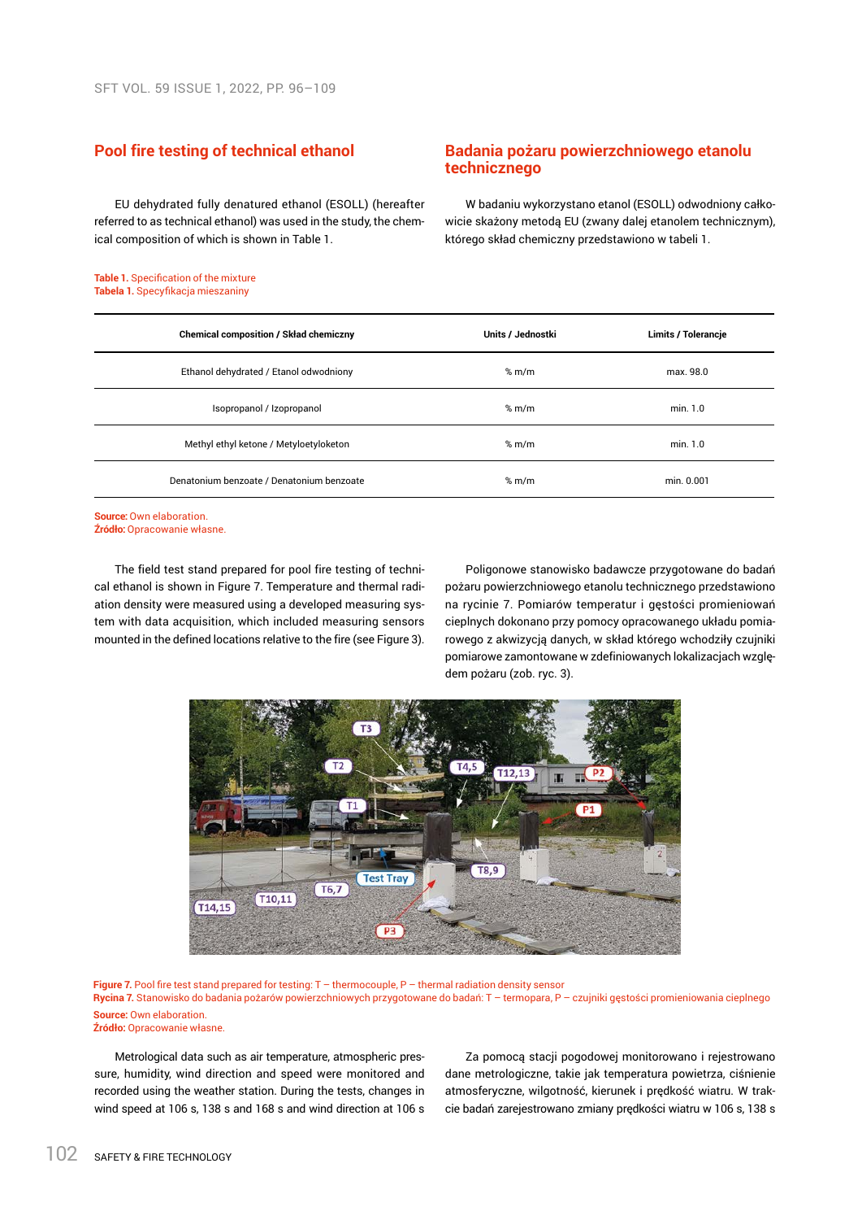## Pool fire testing of technical ethanol

EU dehydrated fully denatured ethanol (ESOLL) (hereafter referred to as technical ethanol) was used in the study, the chemical composition of which is shown in Table 1.

## Badania pożaru powierzchniowego etanolu technicznego

W badaniu wykorzystano etanol (ESOLL) odwodniony całkowicie skażony metodą EU (zwany dalej etanolem technicznym), którego skład chemiczny przedstawiono w tabeli 1.

**Table 1.** Specification of the mixture
**Tabela 1.** Specyfikacja mieszaniny

| Chemical composition / Skład chemiczny | Units / Jednostki | Limits / Tolerancje |
|---|---|---|
| Ethanol dehydrated / Etanol odwodniony | % m/m | max. 98.0 |
| Isopropanol / Izopropanol | % m/m | min. 1.0 |
| Methyl ethyl ketone / Metyloetyloketon | % m/m | min. 1.0 |
| Denatonium benzoate / Denatonium benzoate | % m/m | min. 0.001 |

**Source:** Own elaboration.
**Źródło:** Opracowanie własne.

The field test stand prepared for pool fire testing of technical ethanol is shown in Figure 7. Temperature and thermal radiation density were measured using a developed measuring system with data acquisition, which included measuring sensors mounted in the defined locations relative to the fire (see Figure 3).

Poligonowe stanowisko badawcze przygotowane do badań pożaru powierzchniowego etanolu technicznego przedstawiono na rycinie 7. Pomiarów temperatur i gęstości promieniowań cieplnych dokonano przy pomocy opracowanego układu pomiarowego z akwizycją danych, w skład którego wchodziły czujniki pomiarowe zamontowane w zdefiniowanych lokalizacjach względem pożaru (zob. ryc. 3).

**Figure 7.** Pool fire test stand prepared for testing: T – thermocouple, P – thermal radiation density sensor
**Rycina 7.** Stanowisko do badania pożarów powierzchniowych przygotowane do badań: T – termopara, P – czujniki gęstości promieniowania cieplnego
**Source:** Own elaboration.
**Źródło:** Opracowanie własne.

Metrological data such as air temperature, atmospheric pressure, humidity, wind direction and speed were monitored and recorded using the weather station. During the tests, changes in wind speed at 106 s, 138 s and 168 s and wind direction at 106 s

Za pomocą stacji pogodowej monitorowano i rejestrowano dane metrologiczne, takie jak temperatura powietrza, ciśnienie atmosferyczne, wilgotność, kierunek i prędkość wiatru. W trakcie badań zarejestrowano zmiany prędkości wiatru w 106 s, 138 s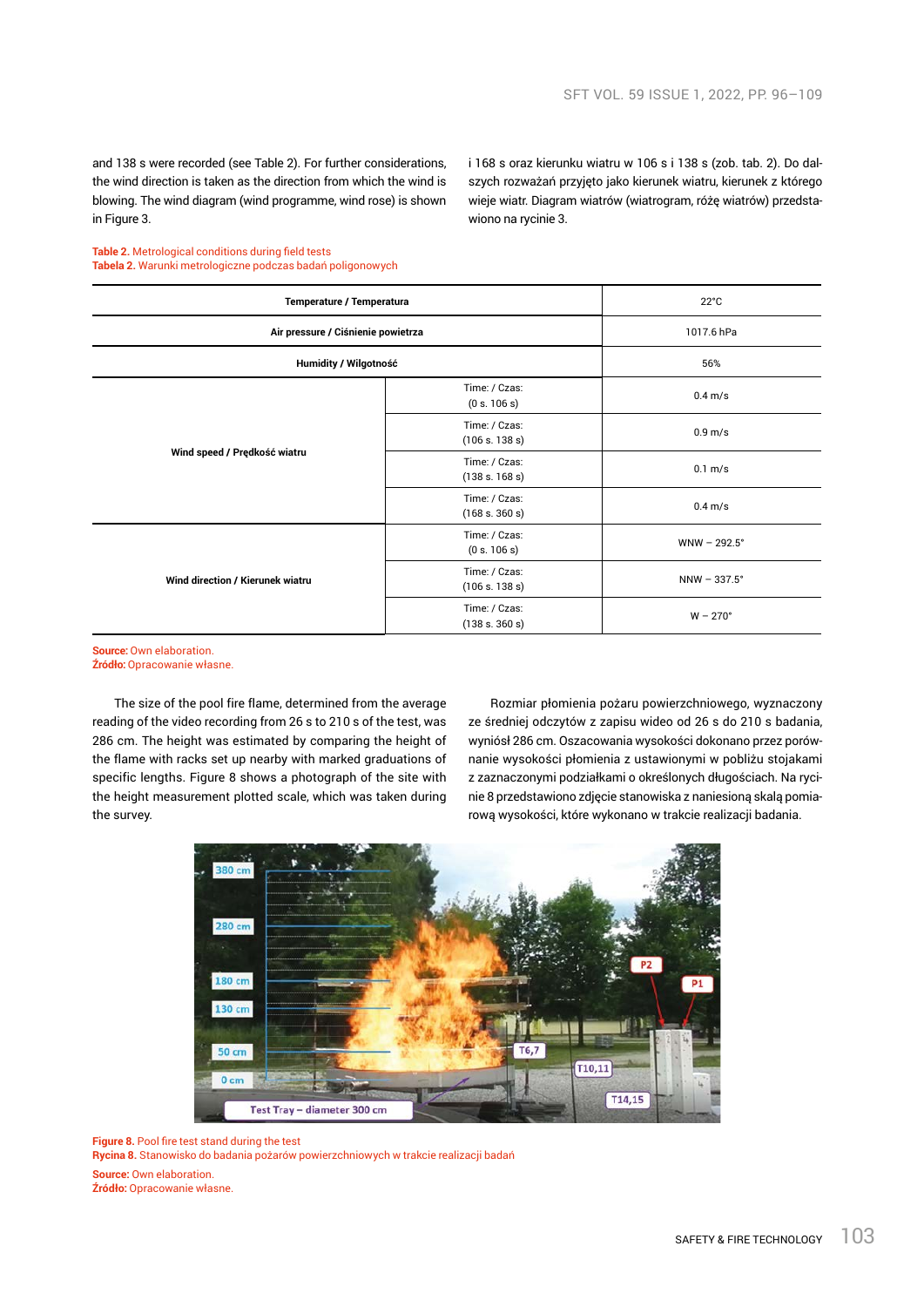and 138 s were recorded (see Table 2). For further considerations, the wind direction is taken as the direction from which the wind is blowing. The wind diagram (wind programme, wind rose) is shown in Figure 3.

i 168 s oraz kierunku wiatru w 106 s i 138 s (zob. tab. 2). Do dalszych rozważań przyjęto jako kierunek wiatru, kierunek z którego wieje wiatr. Diagram wiatrów (wiatrogram, różę wiatrów) przedstawiono na rycinie 3.

**Table 2.** Metrological conditions during field tests
**Tabela 2.** Warunki metrologiczne podczas badań poligonowych

| Temperature / Temperatura | | 22°C |
|---|---|---|
| Air pressure / Ciśnienie powietrza | | 1017.6 hPa |
| Humidity / Wilgotność | | 56% |
| Wind speed / Prędkość wiatru | Time: / Czas: (0 s. 106 s) | 0.4 m/s |
| | Time: / Czas: (106 s. 138 s) | 0.9 m/s |
| | Time: / Czas: (138 s. 168 s) | 0.1 m/s |
| | Time: / Czas: (168 s. 360 s) | 0.4 m/s |
| Wind direction / Kierunek wiatru | Time: / Czas: (0 s. 106 s) | WNW – 292.5° |
| | Time: / Czas: (106 s. 138 s) | NNW – 337.5° |
| | Time: / Czas: (138 s. 360 s) | W – 270° |

**Source:** Own elaboration.
**Źródło:** Opracowanie własne.

The size of the pool fire flame, determined from the average reading of the video recording from 26 s to 210 s of the test, was 286 cm. The height was estimated by comparing the height of the flame with racks set up nearby with marked graduations of specific lengths. Figure 8 shows a photograph of the site with the height measurement plotted scale, which was taken during the survey.

Rozmiar płomienia pożaru powierzchniowego, wyznaczony ze średniej odczytów z zapisu wideo od 26 s do 210 s badania, wyniósł 286 cm. Oszacowania wysokości dokonano przez porównanie wysokości płomienia z ustawionymi w pobliżu stojakami z zaznaczonymi podziałkami o określonych długościach. Na rycinie 8 przedstawiono zdjęcie stanowiska z naniesioną skalą pomiarową wysokości, które wykonano w trakcie realizacji badania.

**Figure 8.** Pool fire test stand during the test
**Rycina 8.** Stanowisko do badania pożarów powierzchniowych w trakcie realizacji badań

**Source:** Own elaboration.
**Źródło:** Opracowanie własne.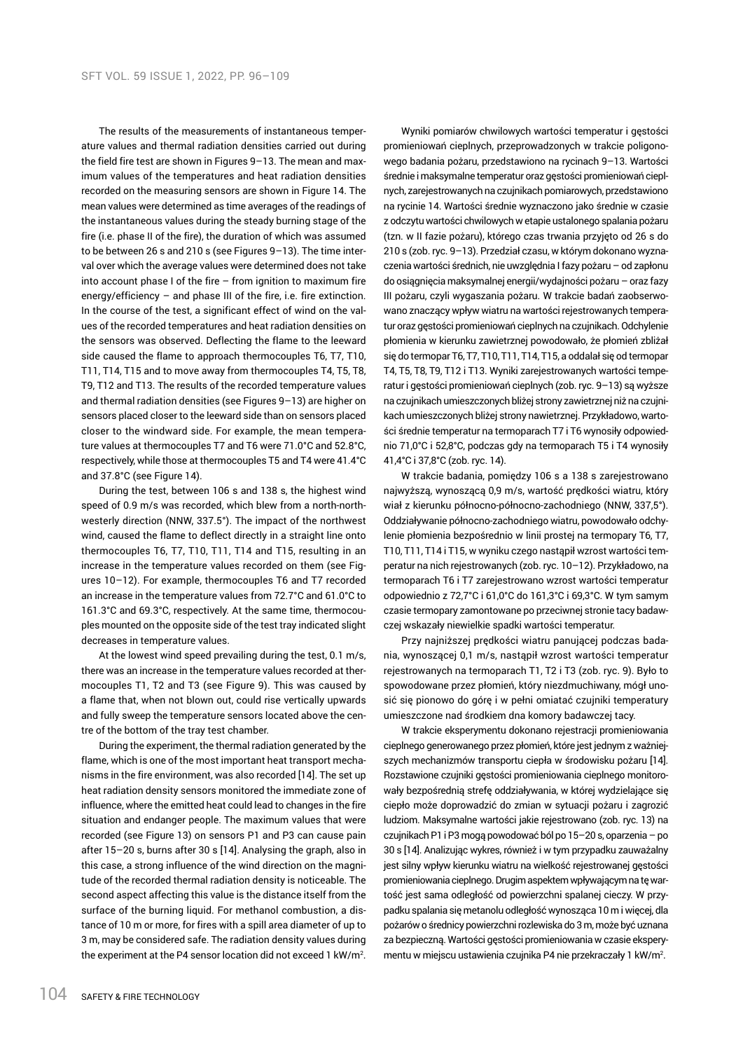The results of the measurements of instantaneous temperature values and thermal radiation densities carried out during the field fire test are shown in Figures 9–13. The mean and maximum values of the temperatures and heat radiation densities recorded on the measuring sensors are shown in Figure 14. The mean values were determined as time averages of the readings of the instantaneous values during the steady burning stage of the fire (i.e. phase II of the fire), the duration of which was assumed to be between 26 s and 210 s (see Figures 9–13). The time interval over which the average values were determined does not take into account phase I of the fire – from ignition to maximum fire energy/efficiency – and phase III of the fire, i.e. fire extinction. In the course of the test, a significant effect of wind on the values of the recorded temperatures and heat radiation densities on the sensors was observed. Deflecting the flame to the leeward side caused the flame to approach thermocouples T6, T7, T10, T11, T14, T15 and to move away from thermocouples T4, T5, T8, T9, T12 and T13. The results of the recorded temperature values and thermal radiation densities (see Figures 9–13) are higher on sensors placed closer to the leeward side than on sensors placed closer to the windward side. For example, the mean temperature values at thermocouples T7 and T6 were 71.0°C and 52.8°C, respectively, while those at thermocouples T5 and T4 were 41.4°C and 37.8°C (see Figure 14).

During the test, between 106 s and 138 s, the highest wind speed of 0.9 m/s was recorded, which blew from a north-north-westerly direction (NNW, 337.5°). The impact of the northwest wind, caused the flame to deflect directly in a straight line onto thermocouples T6, T7, T10, T11, T14 and T15, resulting in an increase in the temperature values recorded on them (see Figures 10–12). For example, thermocouples T6 and T7 recorded an increase in the temperature values from 72.7°C and 61.0°C to 161.3°C and 69.3°C, respectively. At the same time, thermocouples mounted on the opposite side of the test tray indicated slight decreases in temperature values.

At the lowest wind speed prevailing during the test, 0.1 m/s, there was an increase in the temperature values recorded at thermocouples T1, T2 and T3 (see Figure 9). This was caused by a flame that, when not blown out, could rise vertically upwards and fully sweep the temperature sensors located above the centre of the bottom of the tray test chamber.

During the experiment, the thermal radiation generated by the flame, which is one of the most important heat transport mechanisms in the fire environment, was also recorded [14]. The set up heat radiation density sensors monitored the immediate zone of influence, where the emitted heat could lead to changes in the fire situation and endanger people. The maximum values that were recorded (see Figure 13) on sensors P1 and P3 can cause pain after 15–20 s, burns after 30 s [14]. Analysing the graph, also in this case, a strong influence of the wind direction on the magnitude of the recorded thermal radiation density is noticeable. The second aspect affecting this value is the distance itself from the surface of the burning liquid. For methanol combustion, a distance of 10 m or more, for fires with a spill area diameter of up to 3 m, may be considered safe. The radiation density values during the experiment at the P4 sensor location did not exceed 1 kW/m$^2$.

Wyniki pomiarów chwilowych wartości temperatur i gęstości promieniowań cieplnych, przeprowadzonych w trakcie poligonowego badania pożaru, przedstawiono na rycinach 9–13. Wartości średnie i maksymalne temperatur oraz gęstości promieniowań cieplnych, zarejestrowanych na czujnikach pomiarowych, przedstawiono na rycinie 14. Wartości średnie wyznaczono jako średnie w czasie z odczytu wartości chwilowych w etapie ustalonego spalania pożaru (tzn. w II fazie pożaru), którego czas trwania przyjęto od 26 s do 210 s (zob. ryc. 9–13). Przedział czasu, w którym dokonano wyznaczenia wartości średnich, nie uwzględnia I fazy pożaru – od zapłonu do osiągnięcia maksymalnej energii/wydajności pożaru – oraz fazy III pożaru, czyli wygaszania pożaru. W trakcie badań zaobserwowano znaczący wpływ wiatru na wartości rejestrowanych temperatur oraz gęstości promieniowań cieplnych na czujnikach. Odchylenie płomienia w kierunku zawietrznej powodowało, że płomień zbliżał się do termopar T6, T7, T10, T11, T14, T15, a oddalał się od termopar T4, T5, T8, T9, T12 i T13. Wyniki zarejestrowanych wartości temperatur i gęstości promieniowań cieplnych (zob. ryc. 9–13) są wyższe na czujnikach umieszczonych bliżej strony zawietrznej niż na czujnikach umieszczonych bliżej strony nawietrznej. Przykładowo, wartości średnie temperatur na termoparach T7 i T6 wynosiły odpowiednio 71,0°C i 52,8°C, podczas gdy na termoparach T5 i T4 wynosiły 41,4°C i 37,8°C (zob. ryc. 14).

W trakcie badania, pomiędzy 106 s a 138 s zarejestrowano najwyższą, wynoszącą 0,9 m/s, wartość prędkości wiatru, który wiał z kierunku północno-północno-zachodniego (NNW, 337,5°). Oddziaływanie północno-zachodniego wiatru, powodowało odchylenie płomienia bezpośrednio w linii prostej na termopary T6, T7, T10, T11, T14 i T15, w wyniku czego nastąpił wzrost wartości temperatur na nich rejestrowanych (zob. ryc. 10–12). Przykładowo, na termoparach T6 i T7 zarejestrowano wzrost wartości temperatur odpowiednio z 72,7°C i 61,0°C do 161,3°C i 69,3°C. W tym samym czasie termopary zamontowane po przeciwnej stronie tacy badawczej wskazały niewielkie spadki wartości temperatur.

Przy najniższej prędkości wiatru panującej podczas badania, wynoszącej 0,1 m/s, nastąpił wzrost wartości temperatur rejestrowanych na termoparach T1, T2 i T3 (zob. ryc. 9). Było to spowodowane przez płomień, który niezdmuchiwany, mógł unosić się pionowo do górę i w pełni omiatać czujniki temperatury umieszczone nad środkiem dna komory badawczej tacy.

W trakcie eksperymentu dokonano rejestracji promieniowania cieplnego generowanego przez płomień, które jest jednym z ważniejszych mechanizmów transportu ciepła w środowisku pożaru [14]. Rozstawione czujniki gęstości promieniowania cieplnego monitorowały bezpośrednią strefę oddziaływania, w której wydzielające się ciepło może doprowadzić do zmian w sytuacji pożaru i zagrozić ludziom. Maksymalne wartości jakie rejestrowano (zob. ryc. 13) na czujnikach P1 i P3 mogą powodować ból po 15–20 s, oparzenia – po 30 s [14]. Analizując wykres, również i w tym przypadku zauważalny jest silny wpływ kierunku wiatru na wielkość rejestrowanej gęstości promieniowania cieplnego. Drugim aspektem wpływającym na tę wartość jest sama odległość od powierzchni spalanej cieczy. W przypadku spalania się metanolu odległość wynosząca 10 m i więcej, dla pożarów o średnicy powierzchni rozlewiska do 3 m, może być uznana za bezpieczną. Wartości gęstości promieniowania w czasie eksperymentu w miejscu ustawienia czujnika P4 nie przekraczały 1 kW/m$^2$.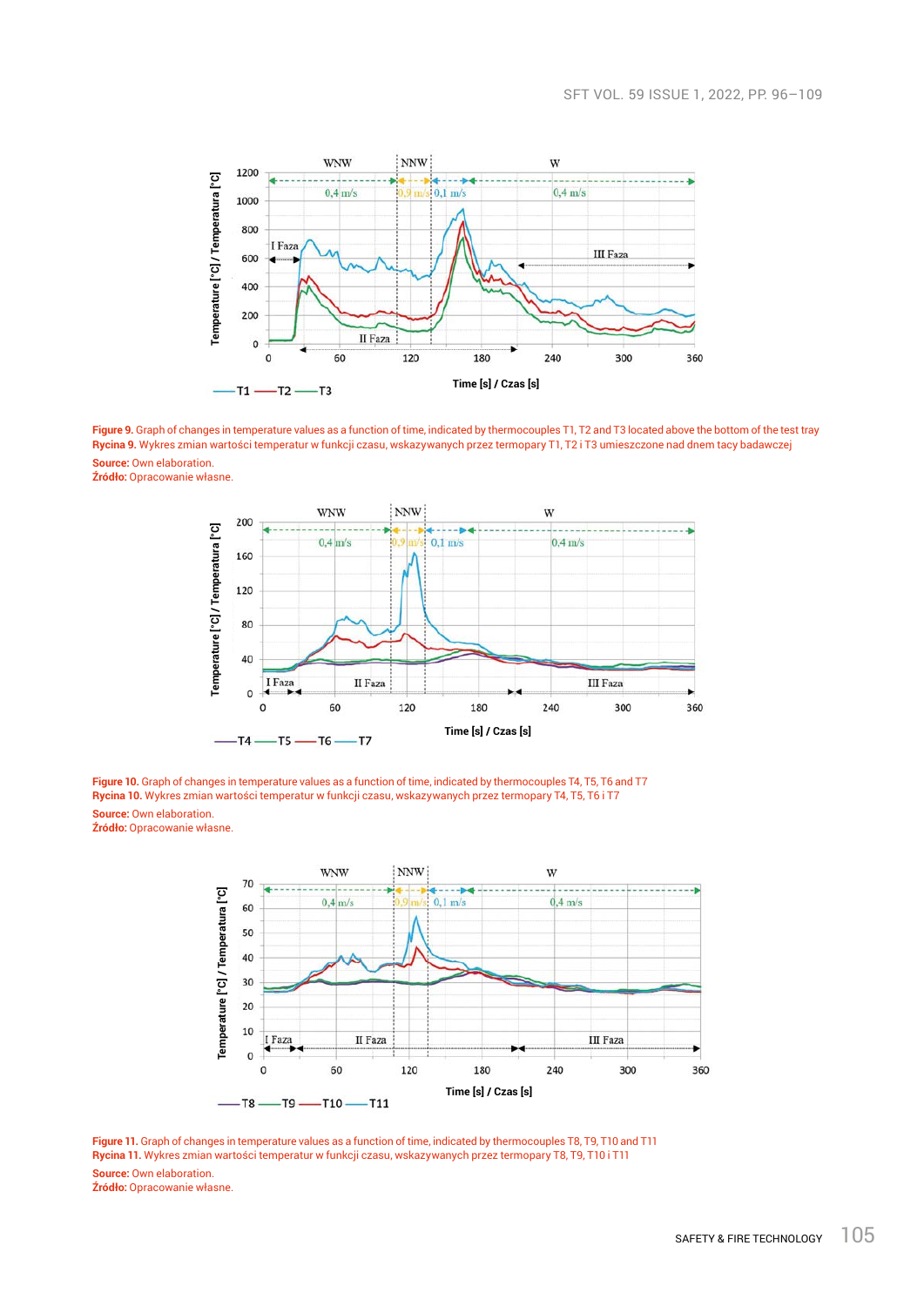**Figure 9.** Graph of changes in temperature values as a function of time, indicated by thermocouples T1, T2 and T3 located above the bottom of the test tray
**Rycina 9.** Wykres zmian wartości temperatur w funkcji czasu, wskazywanych przez termopary T1, T2 i T3 umieszczone nad dnem tacy badawczej
**Source:** Own elaboration.
**Źródło:** Opracowanie własne.

**Figure 10.** Graph of changes in temperature values as a function of time, indicated by thermocouples T4, T5, T6 and T7
**Rycina 10.** Wykres zmian wartości temperatur w funkcji czasu, wskazywanych przez termopary T4, T5, T6 i T7
**Source:** Own elaboration.
**Źródło:** Opracowanie własne.

**Figure 11.** Graph of changes in temperature values as a function of time, indicated by thermocouples T8, T9, T10 and T11
**Rycina 11.** Wykres zmian wartości temperatur w funkcji czasu, wskazywanych przez termopary T8, T9, T10 i T11
**Source:** Own elaboration.
**Źródło:** Opracowanie własne.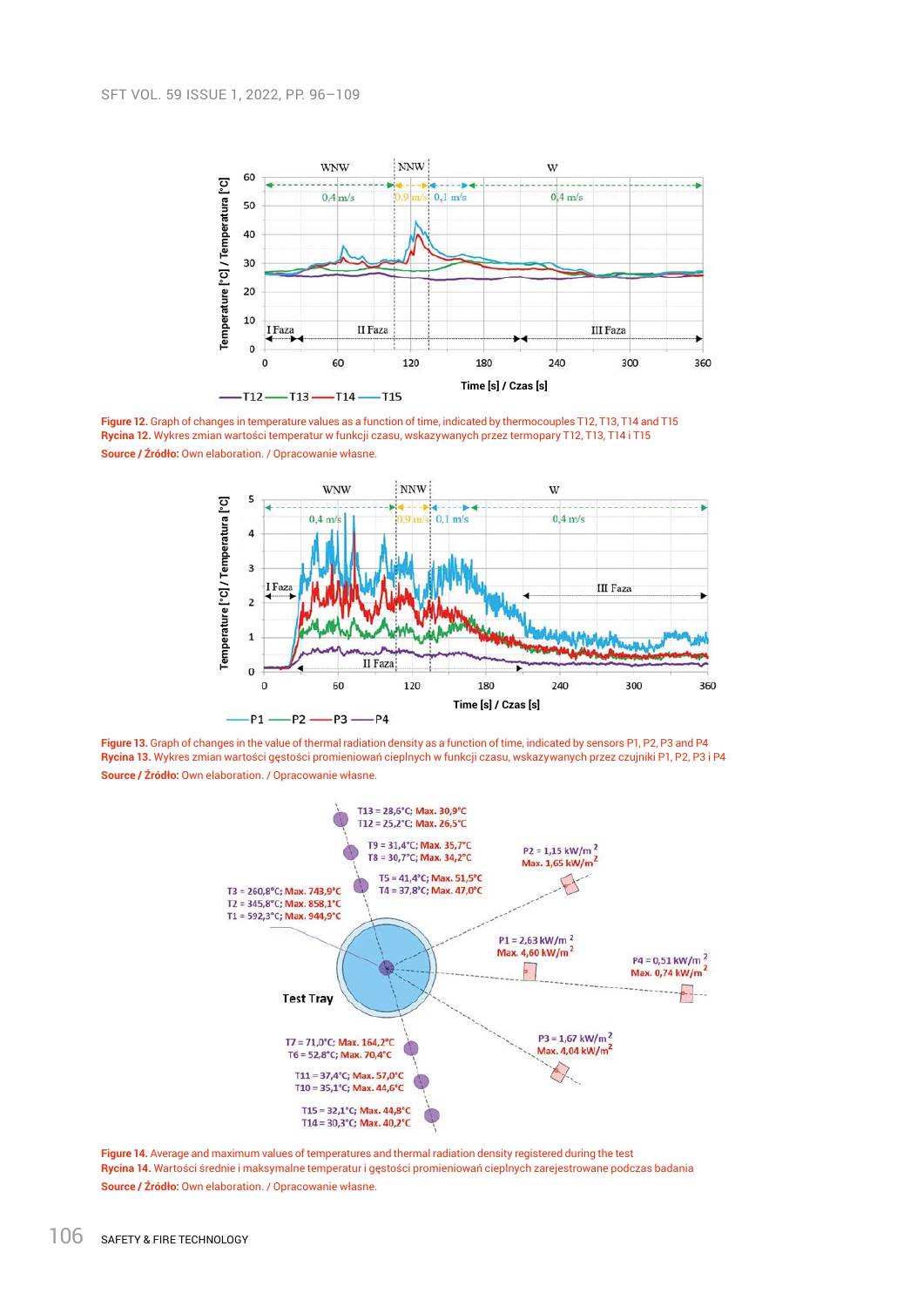**Figure 12.** Graph of changes in temperature values as a function of time, indicated by thermocouples T12, T13, T14 and T15
**Rycina 12.** Wykres zmian wartości temperatur w funkcji czasu, wskazywanych przez termopary T12, T13, T14 i T15
**Source / Źródło:** Own elaboration. / Opracowanie własne.

**Figure 13.** Graph of changes in the value of thermal radiation density as a function of time, indicated by sensors P1, P2, P3 and P4
**Rycina 13.** Wykres zmian wartości gęstości promieniowań cieplnych w funkcji czasu, wskazywanych przez czujniki P1, P2, P3 i P4
**Source / Źródło:** Own elaboration. / Opracowanie własne.

**Figure 14.** Average and maximum values of temperatures and thermal radiation density registered during the test
**Rycina 14.** Wartości średnie i maksymalne temperatur i gęstości promieniowań cieplnych zarejestrowane podczas badania
**Source / Źródło:** Own elaboration. / Opracowanie własne.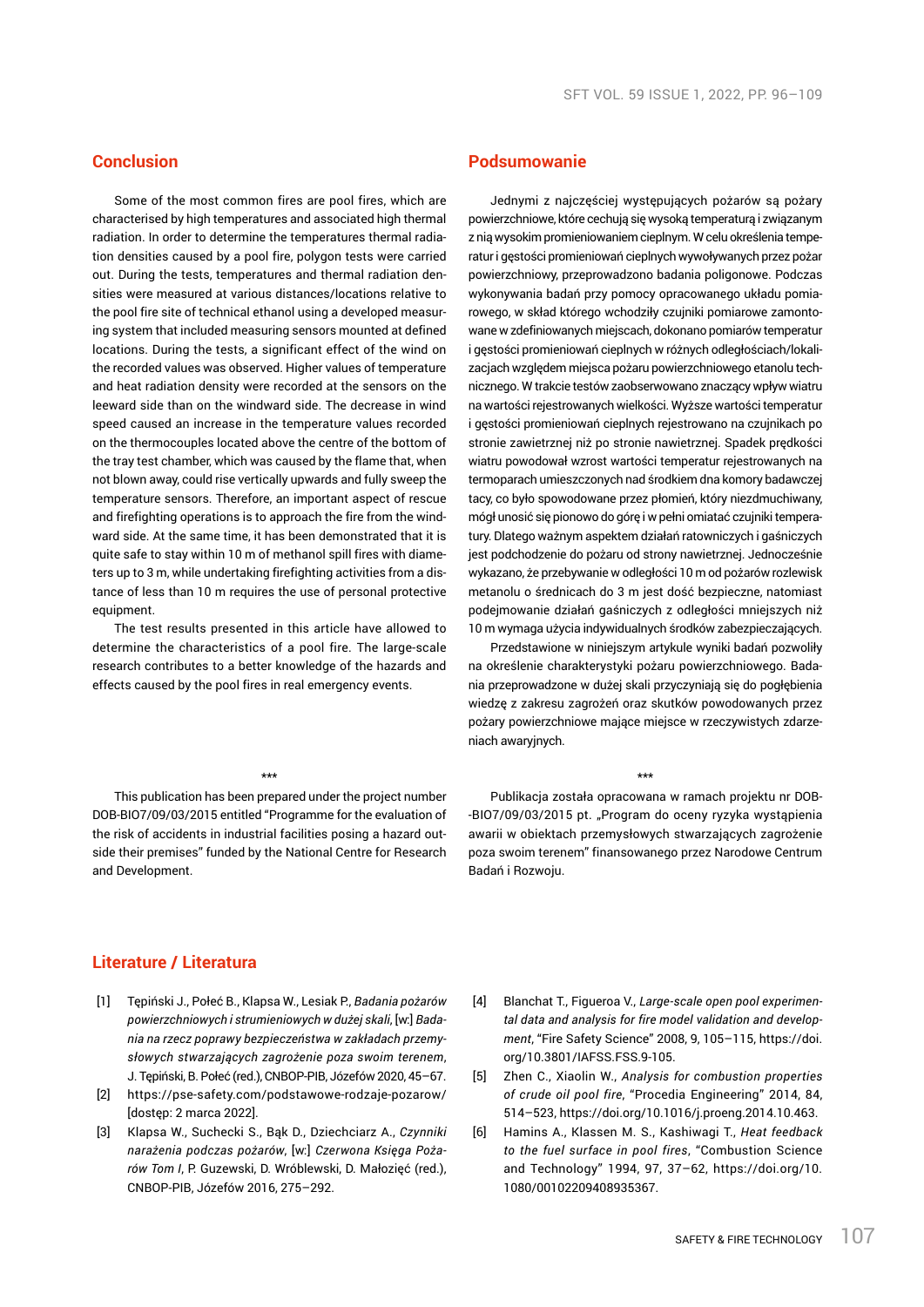## Conclusion

Some of the most common fires are pool fires, which are characterised by high temperatures and associated high thermal radiation. In order to determine the temperatures thermal radiation densities caused by a pool fire, polygon tests were carried out. During the tests, temperatures and thermal radiation densities were measured at various distances/locations relative to the pool fire site of technical ethanol using a developed measuring system that included measuring sensors mounted at defined locations. During the tests, a significant effect of the wind on the recorded values was observed. Higher values of temperature and heat radiation density were recorded at the sensors on the leeward side than on the windward side. The decrease in wind speed caused an increase in the temperature values recorded on the thermocouples located above the centre of the bottom of the tray test chamber, which was caused by the flame that, when not blown away, could rise vertically upwards and fully sweep the temperature sensors. Therefore, an important aspect of rescue and firefighting operations is to approach the fire from the windward side. At the same time, it has been demonstrated that it is quite safe to stay within 10 m of methanol spill fires with diameters up to 3 m, while undertaking firefighting activities from a distance of less than 10 m requires the use of personal protective equipment.

The test results presented in this article have allowed to determine the characteristics of a pool fire. The large-scale research contributes to a better knowledge of the hazards and effects caused by the pool fires in real emergency events.

\*\*\*

This publication has been prepared under the project number DOB-BIO7/09/03/2015 entitled "Programme for the evaluation of the risk of accidents in industrial facilities posing a hazard outside their premises" funded by the National Centre for Research and Development.

## Podsumowanie

Jednymi z najczęściej występujących pożarów są pożary powierzchniowe, które cechują się wysoką temperaturą i związanym z nią wysokim promieniowaniem cieplnym. W celu określenia temperatur i gęstości promieniowań cieplnych wywoływanych przez pożar powierzchniowy, przeprowadzono badania poligonowe. Podczas wykonywania badań przy pomocy opracowanego układu pomiarowego, w skład którego wchodziły czujniki pomiarowe zamontowane w zdefiniowanych miejscach, dokonano pomiarów temperatur i gęstości promieniowań cieplnych w różnych odległościach/lokalizacjach względem miejsca pożaru powierzchniowego etanolu technicznego. W trakcie testów zaobserwowano znaczący wpływ wiatru na wartości rejestrowanych wielkości. Wyższe wartości temperatur i gęstości promieniowań cieplnych rejestrowano na czujnikach po stronie zawietrznej niż po stronie nawietrznej. Spadek prędkości wiatru powodował wzrost wartości temperatur rejestrowanych na termoparach umieszczonych nad środkiem dna komory badawczej tacy, co było spowodowane przez płomień, który niezdmuchiwany, mógł unosić się pionowo do górę i w pełni omiatać czujniki temperatury. Dlatego ważnym aspektem działań ratowniczych i gaśniczych jest podchodzenie do pożaru od strony nawietrznej. Jednocześnie wykazano, że przebywanie w odległości 10 m od pożarów rozlewisk metanolu o średnicach do 3 m jest dość bezpieczne, natomiast podejmowanie działań gaśniczych z odległości mniejszych niż 10 m wymaga użycia indywidualnych środków zabezpieczających.

Przedstawione w niniejszym artykule wyniki badań pozwoliły na określenie charakterystyki pożaru powierzchniowego. Badania przeprowadzone w dużej skali przyczyniają się do pogłębienia wiedzę z zakresu zagrożeń oraz skutków powodowanych przez pożary powierzchniowe mające miejsce w rzeczywistych zdarzeniach awaryjnych.

\*\*\*

Publikacja została opracowana w ramach projektu nr DOB-BIO7/09/03/2015 pt. „Program do oceny ryzyka wystąpienia awarii w obiektach przemysłowych stwarzających zagrożenie poza swoim terenem" finansowanego przez Narodowe Centrum Badań i Rozwoju.

## Literature / Literatura

[1] Tępiński J., Połeć B., Klapsa W., Lesiak P., *Badania pożarów powierzchniowych i strumieniowych w dużej skali*, [w:] *Badania na rzecz poprawy bezpieczeństwa w zakładach przemysłowych stwarzających zagrożenie poza swoim terenem*, J. Tępiński, B. Połeć (red.), CNBOP-PIB, Józefów 2020, 45–67.

[2] https://pse-safety.com/podstawowe-rodzaje-pozarow/ [dostęp: 2 marca 2022].

[3] Klapsa W., Suchecki S., Bąk D., Dziechciarz A., *Czynniki narażenia podczas pożarów*, [w:] *Czerwona Księga Pożarów Tom I*, P. Guzewski, D. Wróblewski, D. Małozięć (red.), CNBOP-PIB, Józefów 2016, 275–292.

[4] Blanchat T., Figueroa V., *Large-scale open pool experimental data and analysis for fire model validation and development*, "Fire Safety Science" 2008, 9, 105–115, https://doi.org/10.3801/IAFSS.FSS.9-105.

[5] Zhen C., Xiaolin W., *Analysis for combustion properties of crude oil pool fire*, "Procedia Engineering" 2014, 84, 514–523, https://doi.org/10.1016/j.proeng.2014.10.463.

[6] Hamins A., Klassen M. S., Kashiwagi T., *Heat feedback to the fuel surface in pool fires*, "Combustion Science and Technology" 1994, 97, 37–62, https://doi.org/10.1080/00102209408935367.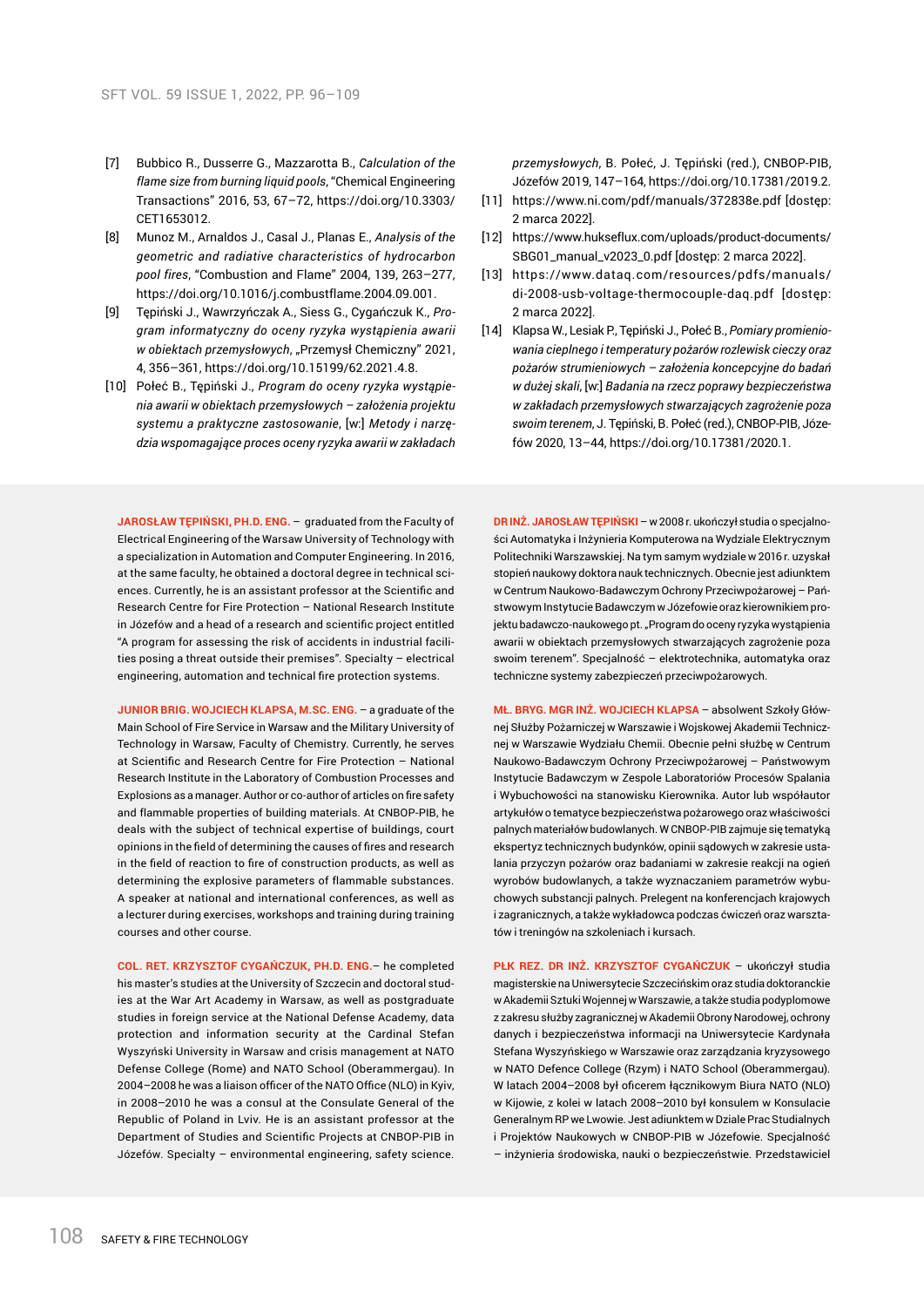[7] Bubbico R., Dusserre G., Mazzarotta B., *Calculation of the flame size from burning liquid pools*, "Chemical Engineering Transactions" 2016, 53, 67–72, https://doi.org/10.3303/CET1653012.

[8] Munoz M., Arnaldos J., Casal J., Planas E., *Analysis of the geometric and radiative characteristics of hydrocarbon pool fires*, "Combustion and Flame" 2004, 139, 263–277, https://doi.org/10.1016/j.combustflame.2004.09.001.

[9] Tępiński J., Wawrzyńczak A., Siess G., Cygańczuk K., *Program informatyczny do oceny ryzyka wystąpienia awarii w obiektach przemysłowych*, „Przemysł Chemiczny" 2021, 4, 356–361, https://doi.org/10.15199/62.2021.4.8.

[10] Połeć B., Tępiński J., *Program do oceny ryzyka wystąpienia awarii w obiektach przemysłowych – założenia projektu systemu a praktyczne zastosowanie*, [w:] *Metody i narzędzia wspomagające proces oceny ryzyka awarii w zakładach przemysłowych*, B. Połeć, J. Tępiński (red.), CNBOP-PIB, Józefów 2019, 147–164, https://doi.org/10.17381/2019.2.

[11] https://www.ni.com/pdf/manuals/372838e.pdf [dostęp: 2 marca 2022].

[12] https://www.hukseflux.com/uploads/product-documents/SBG01_manual_v2023_0.pdf [dostęp: 2 marca 2022].

[13] https://www.dataq.com/resources/pdfs/manuals/di-2008-usb-voltage-thermocouple-daq.pdf [dostęp: 2 marca 2022].

[14] Klapsa W., Lesiak P., Tępiński J., Połeć B., *Pomiary promieniowania cieplnego i temperatury pożarów rozlewisk cieczy oraz pożarów strumieniowych – założenia koncepcyjne do badań w dużej skali*, [w:] *Badania na rzecz poprawy bezpieczeństwa w zakładach przemysłowych stwarzających zagrożenie poza swoim terenem*, J. Tępiński, B. Połeć (red.), CNBOP-PIB, Józefów 2020, 13–44, https://doi.org/10.17381/2020.1.

**JAROSŁAW TĘPIŃSKI, PH.D. ENG.** – graduated from the Faculty of Electrical Engineering of the Warsaw University of Technology with a specialization in Automation and Computer Engineering. In 2016, at the same faculty, he obtained a doctoral degree in technical sciences. Currently, he is an assistant professor at the Scientific and Research Centre for Fire Protection – National Research Institute in Józefów and a head of a research and scientific project entitled "A program for assessing the risk of accidents in industrial facilities posing a threat outside their premises". Specialty – electrical engineering, automation and technical fire protection systems.

**JUNIOR BRIG. WOJCIECH KLAPSA, M.SC. ENG.** – a graduate of the Main School of Fire Service in Warsaw and the Military University of Technology in Warsaw, Faculty of Chemistry. Currently, he serves at Scientific and Research Centre for Fire Protection – National Research Institute in the Laboratory of Combustion Processes and Explosions as a manager. Author or co-author of articles on fire safety and flammable properties of building materials. At CNBOP-PIB, he deals with the subject of technical expertise of buildings, court opinions in the field of determining the causes of fires and research in the field of reaction to fire of construction products, as well as determining the explosive parameters of flammable substances. A speaker at national and international conferences, as well as a lecturer during exercises, workshops and training during training courses and other course.

**COL. RET. KRZYSZTOF CYGAŃCZUK, PH.D. ENG.**– he completed his master's studies at the University of Szczecin and doctoral studies at the War Art Academy in Warsaw, as well as postgraduate studies in foreign service at the National Defense Academy, data protection and information security at the Cardinal Stefan Wyszyński University in Warsaw and crisis management at NATO Defense College (Rome) and NATO School (Oberammergau). In 2004–2008 he was a liaison officer of the NATO Office (NLO) in Kyiv, in 2008–2010 he was a consul at the Consulate General of the Republic of Poland in Lviv. He is an assistant professor at the Department of Studies and Scientific Projects at CNBOP-PIB in Józefów. Specialty – environmental engineering, safety science.

**DR INŻ. JAROSŁAW TĘPIŃSKI** – w 2008 r. ukończył studia o specjalności Automatyka i Inżynieria Komputerowa na Wydziale Elektrycznym Politechniki Warszawskiej. Na tym samym wydziale w 2016 r. uzyskał stopień naukowy doktora nauk technicznych. Obecnie jest adiunktem w Centrum Naukowo-Badawczym Ochrony Przeciwpożarowej – Państwowym Instytucie Badawczym w Józefowie oraz kierownikiem projektu badawczo-naukowego pt. „Program do oceny ryzyka wystąpienia awarii w obiektach przemysłowych stwarzających zagrożenie poza swoim terenem". Specjalność – elektrotechnika, automatyka oraz techniczne systemy zabezpieczeń przeciwpożarowych.

**MŁ. BRYG. MGR INŻ. WOJCIECH KLAPSA** – absolwent Szkoły Głównej Służby Pożarniczej w Warszawie i Wojskowej Akademii Technicznej w Warszawie Wydziału Chemii. Obecnie pełni służbę w Centrum Naukowo-Badawczym Ochrony Przeciwpożarowej – Państwowym Instytucie Badawczym w Zespole Laboratoriów Procesów Spalania i Wybuchowości na stanowisku Kierownika. Autor lub współautor artykułów o tematyce bezpieczeństwa pożarowego oraz właściwości palnych materiałów budowlanych. W CNBOP-PIB zajmuje się tematyką ekspertyz technicznych budynków, opinii sądowych w zakresie ustalania przyczyn pożarów oraz badaniami w zakresie reakcji na ogień wyrobów budowlanych, a także wyznaczaniem parametrów wybuchowych substancji palnych. Prelegent na konferencjach krajowych i zagranicznych, a także wykładowca podczas ćwiczeń oraz warsztatów i treningów na szkoleniach i kursach.

**PŁK REZ. DR INŻ. KRZYSZTOF CYGAŃCZUK** – ukończył studia magisterskie na Uniwersytecie Szczecińskim oraz studia doktoranckie w Akademii Sztuki Wojennej w Warszawie, a także studia podyplomowe z zakresu służby zagranicznej w Akademii Obrony Narodowej, ochrony danych i bezpieczeństwa informacji na Uniwersytecie Kardynała Stefana Wyszyńskiego w Warszawie oraz zarządzania kryzysowego w NATO Defence College (Rzym) i NATO School (Oberammergau). W latach 2004–2008 był oficerem łącznikowym Biura NATO (NLO) w Kijowie, z kolei w latach 2008–2010 był konsulem w Konsulacie Generalnym RP we Lwowie. Jest adiunktem w Dziale Prac Studialnych i Projektów Naukowych w CNBOP-PIB w Józefowie. Specjalność – inżynieria środowiska, nauki o bezpieczeństwie. Przedstawiciel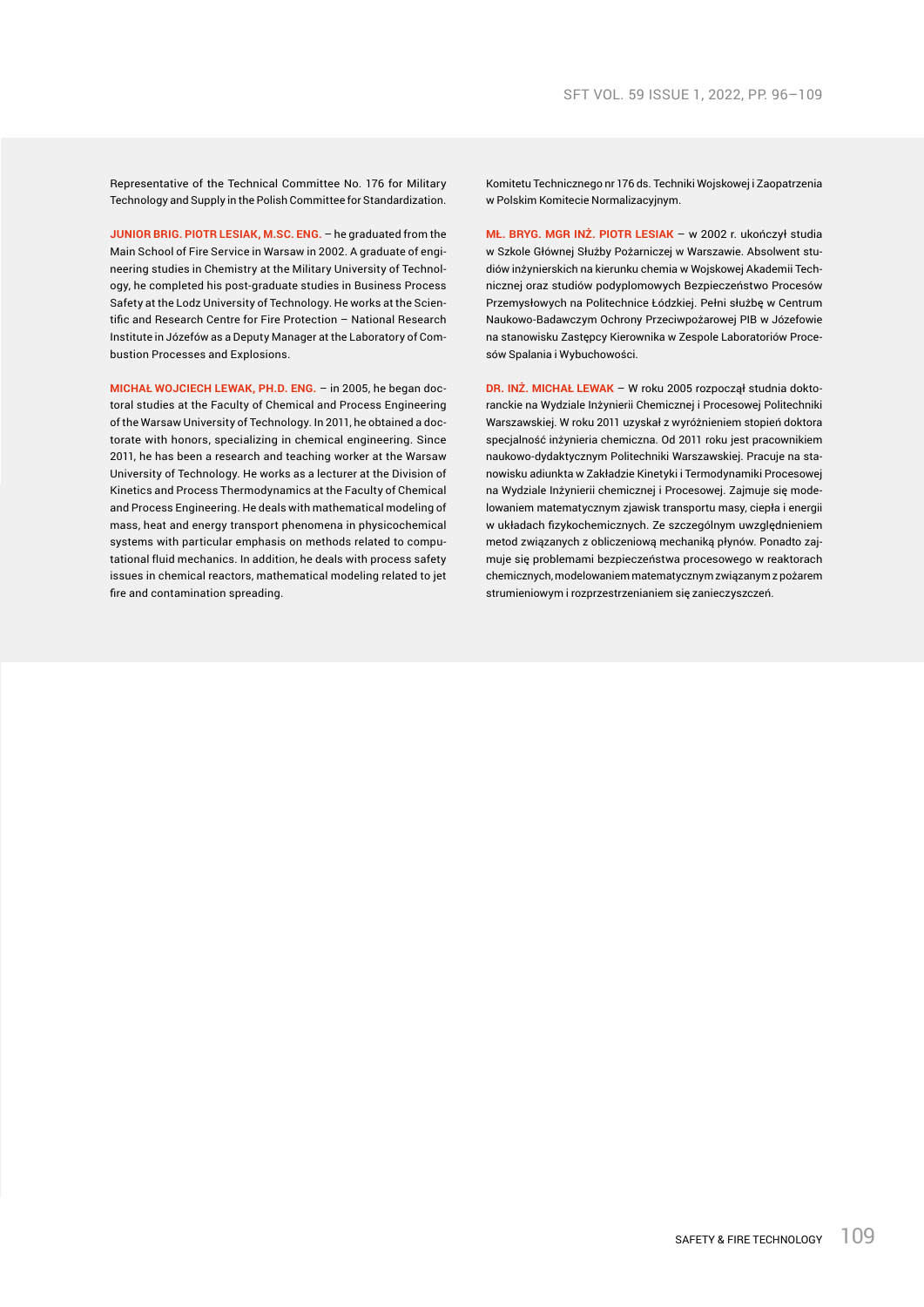Representative of the Technical Committee No. 176 for Military Technology and Supply in the Polish Committee for Standardization.

**JUNIOR BRIG. PIOTR LESIAK, M.SC. ENG.** – he graduated from the Main School of Fire Service in Warsaw in 2002. A graduate of engineering studies in Chemistry at the Military University of Technology, he completed his post-graduate studies in Business Process Safety at the Lodz University of Technology. He works at the Scientific and Research Centre for Fire Protection – National Research Institute in Józefów as a Deputy Manager at the Laboratory of Combustion Processes and Explosions.

**MICHAŁ WOJCIECH LEWAK, PH.D. ENG.** – in 2005, he began doctoral studies at the Faculty of Chemical and Process Engineering of the Warsaw University of Technology. In 2011, he obtained a doctorate with honors, specializing in chemical engineering. Since 2011, he has been a research and teaching worker at the Warsaw University of Technology. He works as a lecturer at the Division of Kinetics and Process Thermodynamics at the Faculty of Chemical and Process Engineering. He deals with mathematical modeling of mass, heat and energy transport phenomena in physicochemical systems with particular emphasis on methods related to computational fluid mechanics. In addition, he deals with process safety issues in chemical reactors, mathematical modeling related to jet fire and contamination spreading.

Komitetu Technicznego nr 176 ds. Techniki Wojskowej i Zaopatrzenia w Polskim Komitecie Normalizacyjnym.

**MŁ. BRYG. MGR INŻ. PIOTR LESIAK** – w 2002 r. ukończył studia w Szkole Głównej Służby Pożarniczej w Warszawie. Absolwent studiów inżynierskich na kierunku chemia w Wojskowej Akademii Technicznej oraz studiów podyplomowych Bezpieczeństwo Procesów Przemysłowych na Politechnice Łódzkiej. Pełni służbę w Centrum Naukowo-Badawczym Ochrony Przeciwpożarowej PIB w Józefowie na stanowisku Zastępcy Kierownika w Zespole Laboratoriów Procesów Spalania i Wybuchowości.

**DR. INŻ. MICHAŁ LEWAK** – W roku 2005 rozpoczął studnia doktoranckie na Wydziale Inżynierii Chemicznej i Procesowej Politechniki Warszawskiej. W roku 2011 uzyskał z wyróżnieniem stopień doktora specjalność inżynieria chemiczna. Od 2011 roku jest pracownikiem naukowo-dydaktycznym Politechniki Warszawskiej. Pracuje na stanowisku adiunkta w Zakładzie Kinetyki i Termodynamiki Procesowej na Wydziale Inżynierii chemicznej i Procesowej. Zajmuje się modelowaniem matematycznym zjawisk transportu masy, ciepła i energii w układach fizykochemicznych. Ze szczególnym uwzględnieniem metod związanych z obliczeniową mechaniką płynów. Ponadto zajmuje się problemami bezpieczeństwa procesowego w reaktorach chemicznych, modelowaniem matematycznym związanym z pożarem strumieniowym i rozprzestrzenianiem się zanieczyszczeń.